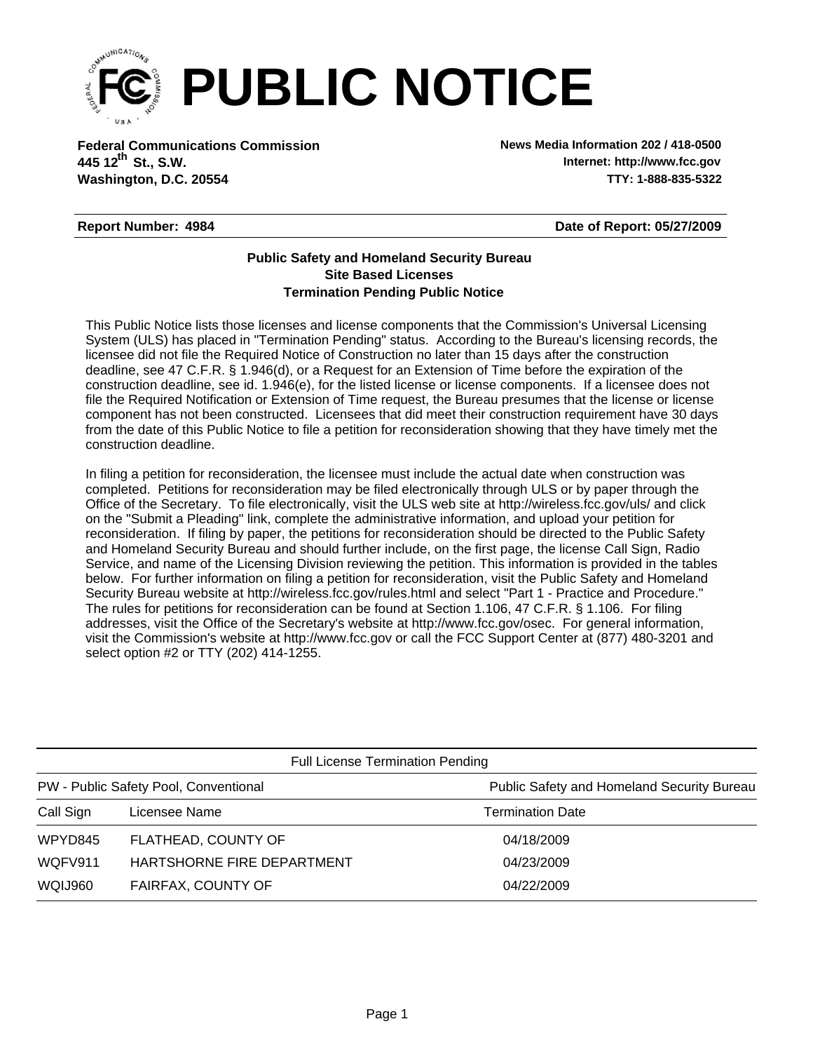# PUBLIC NOTICE

**Federal Communications Commission**
**445 12th St., S.W.**
**Washington, D.C. 20554**

**News Media Information 202 / 418-0500**
**Internet: http://www.fcc.gov**
**TTY: 1-888-835-5322**

**Report Number: 4984** **Date of Report: 05/27/2009**

**Public Safety and Homeland Security Bureau**
**Site Based Licenses**
**Termination Pending Public Notice**

This Public Notice lists those licenses and license components that the Commission's Universal Licensing System (ULS) has placed in "Termination Pending" status. According to the Bureau's licensing records, the licensee did not file the Required Notice of Construction no later than 15 days after the construction deadline, see 47 C.F.R. § 1.946(d), or a Request for an Extension of Time before the expiration of the construction deadline, see id. 1.946(e), for the listed license or license components. If a licensee does not file the Required Notification or Extension of Time request, the Bureau presumes that the license or license component has not been constructed. Licensees that did meet their construction requirement have 30 days from the date of this Public Notice to file a petition for reconsideration showing that they have timely met the construction deadline.

In filing a petition for reconsideration, the licensee must include the actual date when construction was completed. Petitions for reconsideration may be filed electronically through ULS or by paper through the Office of the Secretary. To file electronically, visit the ULS web site at http://wireless.fcc.gov/uls/ and click on the "Submit a Pleading" link, complete the administrative information, and upload your petition for reconsideration. If filing by paper, the petitions for reconsideration should be directed to the Public Safety and Homeland Security Bureau and should further include, on the first page, the license Call Sign, Radio Service, and name of the Licensing Division reviewing the petition. This information is provided in the tables below. For further information on filing a petition for reconsideration, visit the Public Safety and Homeland Security Bureau website at http://wireless.fcc.gov/rules.html and select "Part 1 - Practice and Procedure." The rules for petitions for reconsideration can be found at Section 1.106, 47 C.F.R. § 1.106. For filing addresses, visit the Office of the Secretary's website at http://www.fcc.gov/osec. For general information, visit the Commission's website at http://www.fcc.gov or call the FCC Support Center at (877) 480-3201 and select option #2 or TTY (202) 414-1255.

Full License Termination Pending

| PW - Public Safety Pool, Conventional | | Public Safety and Homeland Security Bureau |
|---|---|---|
| Call Sign | Licensee Name | Termination Date |
| WPYD845 | FLATHEAD, COUNTY OF | 04/18/2009 |
| WQFV911 | HARTSHORNE FIRE DEPARTMENT | 04/23/2009 |
| WQIJ960 | FAIRFAX, COUNTY OF | 04/22/2009 |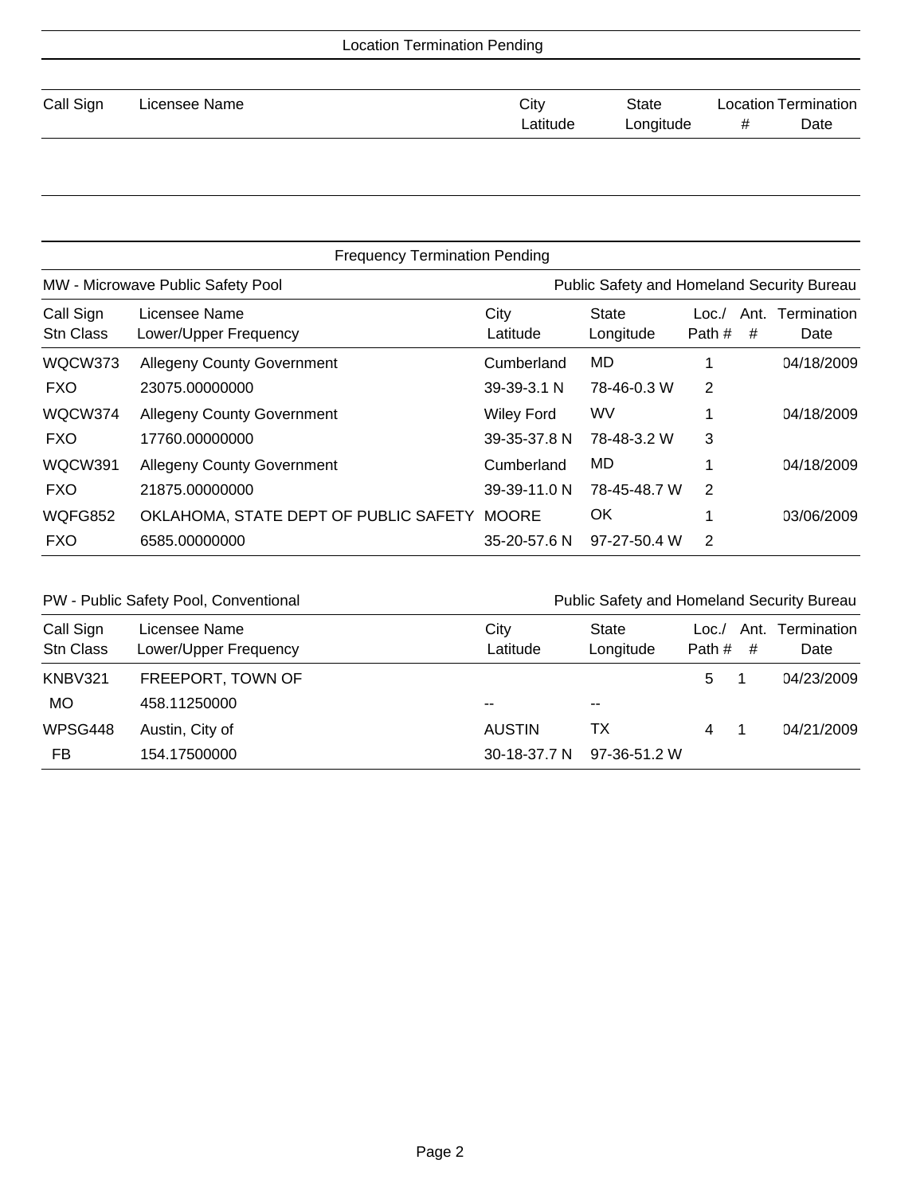## Location Termination Pending

| Call Sign | Licensee Name | City<br>Latitude | State<br>Longitude | Location<br># | Termination<br>Date |
|---|---|---|---|---|---|

## Frequency Termination Pending

### MW - Microwave Public Safety Pool

Public Safety and Homeland Security Bureau

| Call Sign<br>Stn Class | Licensee Name<br>Lower/Upper Frequency | City<br>Latitude | State<br>Longitude | Loc./<br>Path # | Ant.<br># | Termination<br>Date |
|---|---|---|---|---|---|---|
| WQCW373 | Allegeny County Government | Cumberland | MD | 1 | | 04/18/2009 |
| FXO | 23075.00000000 | 39-39-3.1 N | 78-46-0.3 W | 2 | | |
| WQCW374 | Allegeny County Government | Wiley Ford | WV | 1 | | 04/18/2009 |
| FXO | 17760.00000000 | 39-35-37.8 N | 78-48-3.2 W | 3 | | |
| WQCW391 | Allegeny County Government | Cumberland | MD | 1 | | 04/18/2009 |
| FXO | 21875.00000000 | 39-39-11.0 N | 78-45-48.7 W | 2 | | |
| WQFG852 | OKLAHOMA, STATE DEPT OF PUBLIC SAFETY | MOORE | OK | 1 | | 03/06/2009 |
| FXO | 6585.00000000 | 35-20-57.6 N | 97-27-50.4 W | 2 | | |

### PW - Public Safety Pool, Conventional

Public Safety and Homeland Security Bureau

| Call Sign<br>Stn Class | Licensee Name<br>Lower/Upper Frequency | City<br>Latitude | State<br>Longitude | Loc./<br>Path # | Ant.<br># | Termination<br>Date |
|---|---|---|---|---|---|---|
| KNBV321 | FREEPORT, TOWN OF | | | 5 | 1 | 04/23/2009 |
| MO | 458.11250000 | -- | -- | | | |
| WPSG448 | Austin, City of | AUSTIN | TX | 4 | 1 | 04/21/2009 |
| FB | 154.17500000 | 30-18-37.7 N | 97-36-51.2 W | | | |